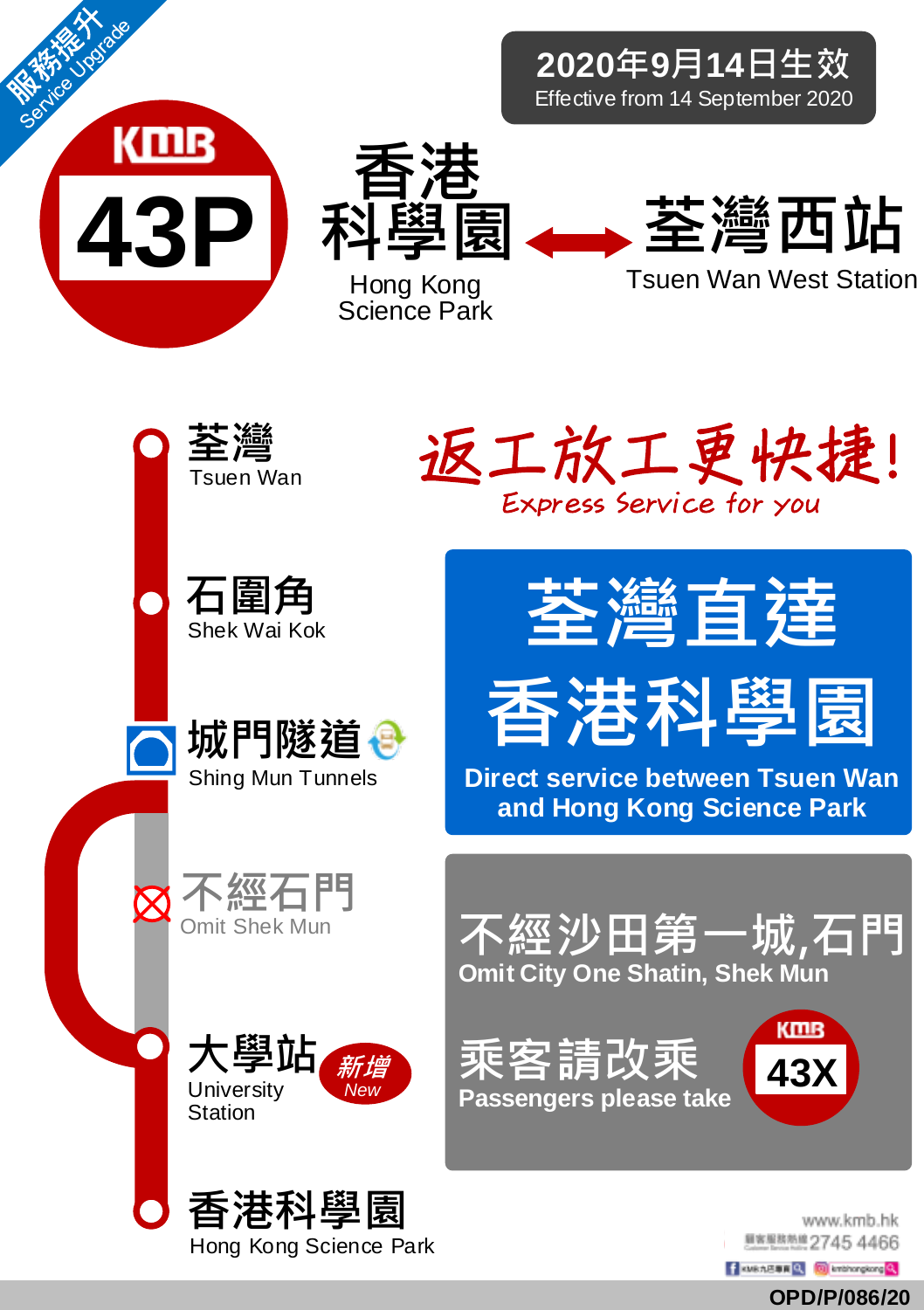服務提升 Service Upgrade

**2020年9月14日生效**
Effective from 14 September 2020

# KMB 43P

# 香港科學園 ↔ 荃灣西站

Hong Kong Science Park ↔ Tsuen Wan West Station

- 荃灣 Tsuen Wan
- 石圍角 Shek Wai Kok
- 城門隧道 Shing Mun Tunnels
- 不經石門 Omit Shek Mun
- 大學站 University Station 新增 New
- 香港科學園 Hong Kong Science Park

## 返工放工更快捷!

*Express Service for you*

## 荃灣直達香港科學園

**Direct service between Tsuen Wan and Hong Kong Science Park**

## 不經沙田第一城,石門

**Omit City One Shatin, Shek Mun**

## 乘客請改乘 KMB 43X

**Passengers please take KMB 43X**

www.kmb.hk
顧客服務熱綫 Customer Service Hotline 2745 4466
KMB九巴專頁 kmbhongkong

OPD/P/086/20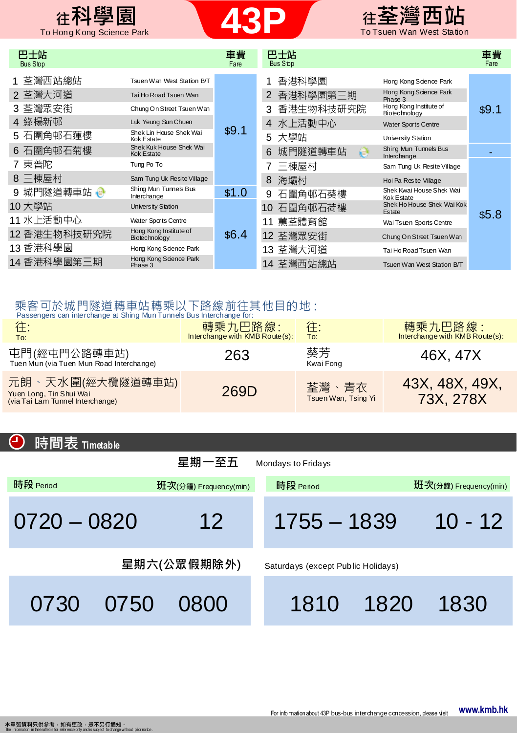# 43P

## 往科學園 To Hong Kong Science Park

| 巴士站 Bus Stop | | 車費 Fare |
|---|---|---|
| 1 荃灣西站總站 | Tsuen Wan West Station B/T | $9.1 |
| 2 荃灣大河道 | Tai Ho Road Tsuen Wan | |
| 3 荃灣眾安街 | Chung On Street Tsuen Wan | |
| 4 綠楊新邨 | Luk Yeung Sun Chuen | |
| 5 石圍角邨石蓮樓 | Shek Lin House Shek Wai Kok Estate | |
| 6 石圍角邨石菊樓 | Shek Kuk House Shek Wai Kok Estate | |
| 7 東普陀 | Tung Po To | |
| 8 三棟屋村 | Sam Tung Uk Resite Village | |
| 9 城門隧道轉車站 | Shing Mun Tunnels Bus Interchange | $1.0 |
| 10 大學站 | University Station | $6.4 |
| 11 水上活動中心 | Water Sports Centre | |
| 12 香港生物科技研究院 | Hong Kong Institute of Biotechnology | |
| 13 香港科學園 | Hong Kong Science Park | |
| 14 香港科學園第三期 | Hong Kong Science Park Phase 3 | |

## 往荃灣西站 To Tsuen Wan West Station

| 巴士站 Bus Stop | | 車費 Fare |
|---|---|---|
| 1 香港科學園 | Hong Kong Science Park | $9.1 |
| 2 香港科學園第三期 | Hong Kong Science Park Phase 3 | |
| 3 香港生物科技研究院 | Hong Kong Institute of Biotechnology | |
| 4 水上活動中心 | Water Sports Centre | |
| 5 大學站 | University Station | |
| 6 城門隧道轉車站 | Shing Mun Tunnels Bus Interchange | - |
| 7 三棟屋村 | Sam Tung Uk Resite Village | $5.8 |
| 8 海壩村 | Hoi Pa Resite Village | |
| 9 石圍角邨石葵樓 | Shek Kwai House Shek Wai Kok Estate | |
| 10 石圍角邨石荷樓 | Shek Ho House Shek Wai Kok Estate | |
| 11 蕙荃體育館 | Wai Tsuen Sports Centre | |
| 12 荃灣眾安街 | Chung On Street Tsuen Wan | |
| 13 荃灣大河道 | Tai Ho Road Tsuen Wan | |
| 14 荃灣西站總站 | Tsuen Wan West Station B/T | |

乘客可於城門隧道轉車站轉乘以下路線前往其他目的地：
Passengers can interchange at Shing Mun Tunnels Bus Interchange for:

| 往: To: | 轉乘九巴路線: Interchange with KMB Route(s): | 往: To: | 轉乘九巴路線: Interchange with KMB Route(s): |
|---|---|---|---|
| 屯門(經屯門公路轉車站) Tuen Mun (via Tuen Mun Road Interchange) | 263 | 葵芳 Kwai Fong | 46X, 47X |
| 元朗、天水圍(經大欖隧道轉車站) Yuen Long, Tin Shui Wai (via Tai Lam Tunnel Interchange) | 269D | 荃灣、青衣 Tsuen Wan, Tsing Yi | 43X, 48X, 49X, 73X, 278X |

## 時間表 Timetable

### 星期一至五 Mondays to Fridays

| 時段 Period | 班次(分鐘) Frequency(min) |
|---|---|
| 0720 – 0820 | 12 |

| 時段 Period | 班次(分鐘) Frequency(min) |
|---|---|
| 1755 – 1839 | 10 - 12 |

### 星期六(公眾假期除外) Saturdays (except Public Holidays)

0730 0750 0800

1810 1820 1830

For information about 43P bus-bus interchange concession, please visit www.kmb.hk

本單張資料只供參考，如有更改，恕不另行通知。
The information in the leaflet is for reference only and is subject to change without prior notice.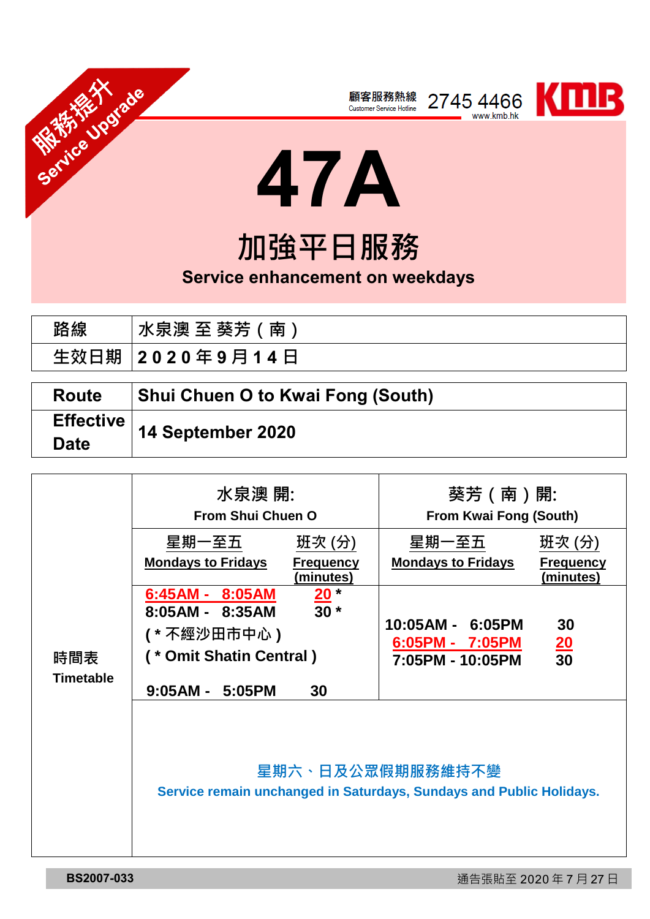服務提升 Service Upgrade

顧客服務熱線 Customer Service Hotline 2745 4466 www.kmb.hk

KMB

# 47A

## 加強平日服務

**Service enhancement on weekdays**

| | |
|---|---|
| 路線 | 水泉澳 至 葵芳（南） |
| 生效日期 | **2020年9月14日** |

| | |
|---|---|
| **Route** | **Shui Chuen O to Kwai Fong (South)** |
| **Effective Date** | **14 September 2020** |

| | 水泉澳 開: From Shui Chuen O | | 葵芳（南）開: From Kwai Fong (South) | |
|---|---|---|---|---|
| | 星期一至五 Mondays to Fridays | 班次 (分) Frequency (minutes) | 星期一至五 Mondays to Fridays | 班次 (分) Frequency (minutes) |
| 時間表 Timetable | 6:45AM - 8:05AM | 20 * | 10:05AM - 6:05PM | 30 |
| | 8:05AM - 8:35AM | 30 * | 6:05PM - 7:05PM | 20 |
| | (* 不經沙田市中心) (* Omit Shatin Central) | | 7:05PM - 10:05PM | 30 |
| | 9:05AM - 5:05PM | 30 | | |
| | 星期六、日及公眾假期服務維持不變 Service remain unchanged in Saturdays, Sundays and Public Holidays. | | | |

BS2007-033

通告張貼至 2020 年 7 月 27 日